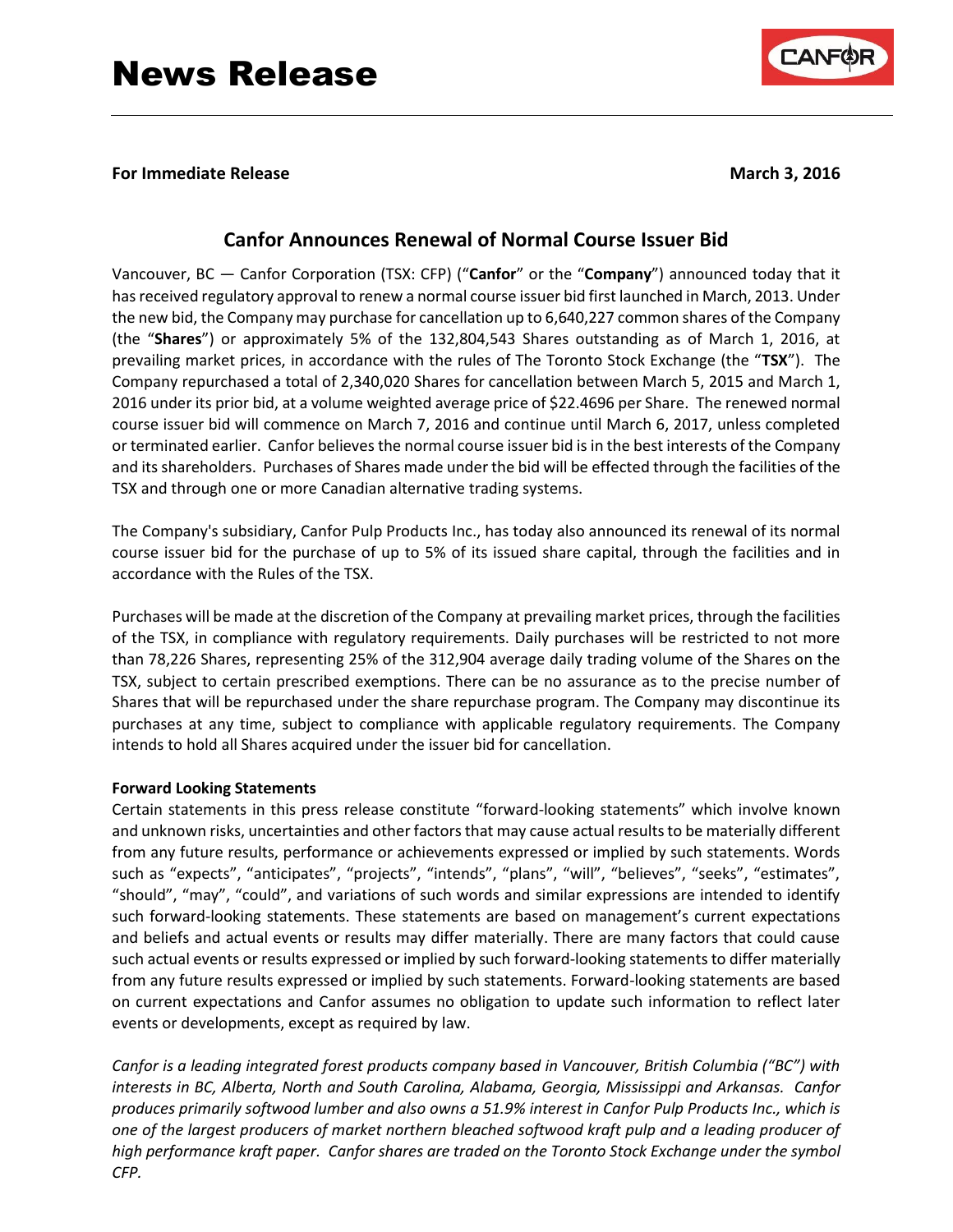# News Release

**For Immediate Release** **March 3, 2016**

## Canfor Announces Renewal of Normal Course Issuer Bid

Vancouver, BC — Canfor Corporation (TSX: CFP) ("**Canfor**" or the "**Company**") announced today that it has received regulatory approval to renew a normal course issuer bid first launched in March, 2013. Under the new bid, the Company may purchase for cancellation up to 6,640,227 common shares of the Company (the "**Shares**") or approximately 5% of the 132,804,543 Shares outstanding as of March 1, 2016, at prevailing market prices, in accordance with the rules of The Toronto Stock Exchange (the "**TSX**"). The Company repurchased a total of 2,340,020 Shares for cancellation between March 5, 2015 and March 1, 2016 under its prior bid, at a volume weighted average price of $22.4696 per Share. The renewed normal course issuer bid will commence on March 7, 2016 and continue until March 6, 2017, unless completed or terminated earlier. Canfor believes the normal course issuer bid is in the best interests of the Company and its shareholders. Purchases of Shares made under the bid will be effected through the facilities of the TSX and through one or more Canadian alternative trading systems.

The Company's subsidiary, Canfor Pulp Products Inc., has today also announced its renewal of its normal course issuer bid for the purchase of up to 5% of its issued share capital, through the facilities and in accordance with the Rules of the TSX.

Purchases will be made at the discretion of the Company at prevailing market prices, through the facilities of the TSX, in compliance with regulatory requirements. Daily purchases will be restricted to not more than 78,226 Shares, representing 25% of the 312,904 average daily trading volume of the Shares on the TSX, subject to certain prescribed exemptions. There can be no assurance as to the precise number of Shares that will be repurchased under the share repurchase program. The Company may discontinue its purchases at any time, subject to compliance with applicable regulatory requirements. The Company intends to hold all Shares acquired under the issuer bid for cancellation.

**Forward Looking Statements**

Certain statements in this press release constitute "forward-looking statements" which involve known and unknown risks, uncertainties and other factors that may cause actual results to be materially different from any future results, performance or achievements expressed or implied by such statements. Words such as "expects", "anticipates", "projects", "intends", "plans", "will", "believes", "seeks", "estimates", "should", "may", "could", and variations of such words and similar expressions are intended to identify such forward-looking statements. These statements are based on management's current expectations and beliefs and actual events or results may differ materially. There are many factors that could cause such actual events or results expressed or implied by such forward-looking statements to differ materially from any future results expressed or implied by such statements. Forward-looking statements are based on current expectations and Canfor assumes no obligation to update such information to reflect later events or developments, except as required by law.

*Canfor is a leading integrated forest products company based in Vancouver, British Columbia ("BC") with interests in BC, Alberta, North and South Carolina, Alabama, Georgia, Mississippi and Arkansas. Canfor produces primarily softwood lumber and also owns a 51.9% interest in Canfor Pulp Products Inc., which is one of the largest producers of market northern bleached softwood kraft pulp and a leading producer of high performance kraft paper. Canfor shares are traded on the Toronto Stock Exchange under the symbol CFP.*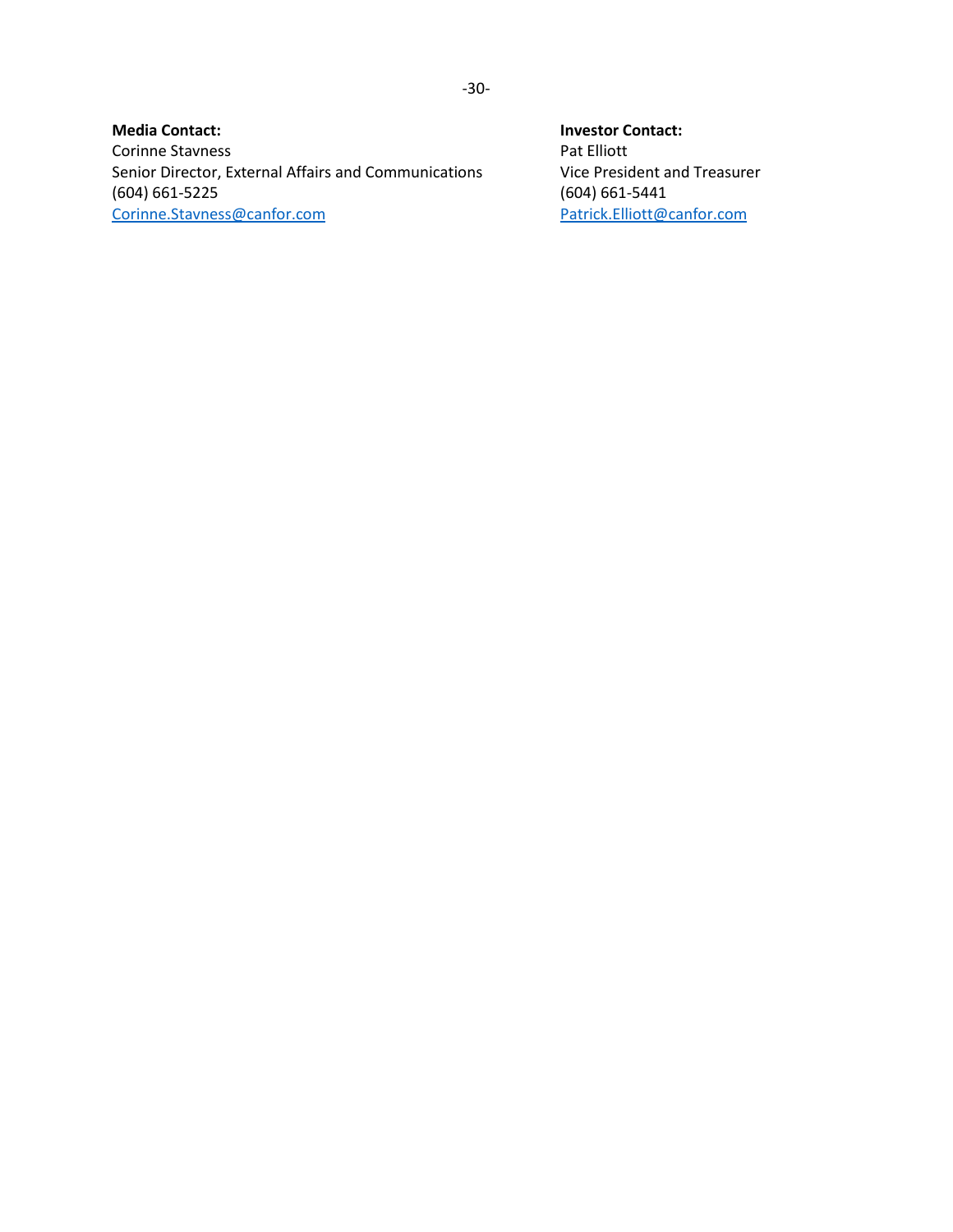-30-

**Media Contact:**
Corinne Stavness
Senior Director, External Affairs and Communications
(604) 661-5225
Corinne.Stavness@canfor.com

**Investor Contact:**
Pat Elliott
Vice President and Treasurer
(604) 661-5441
Patrick.Elliott@canfor.com